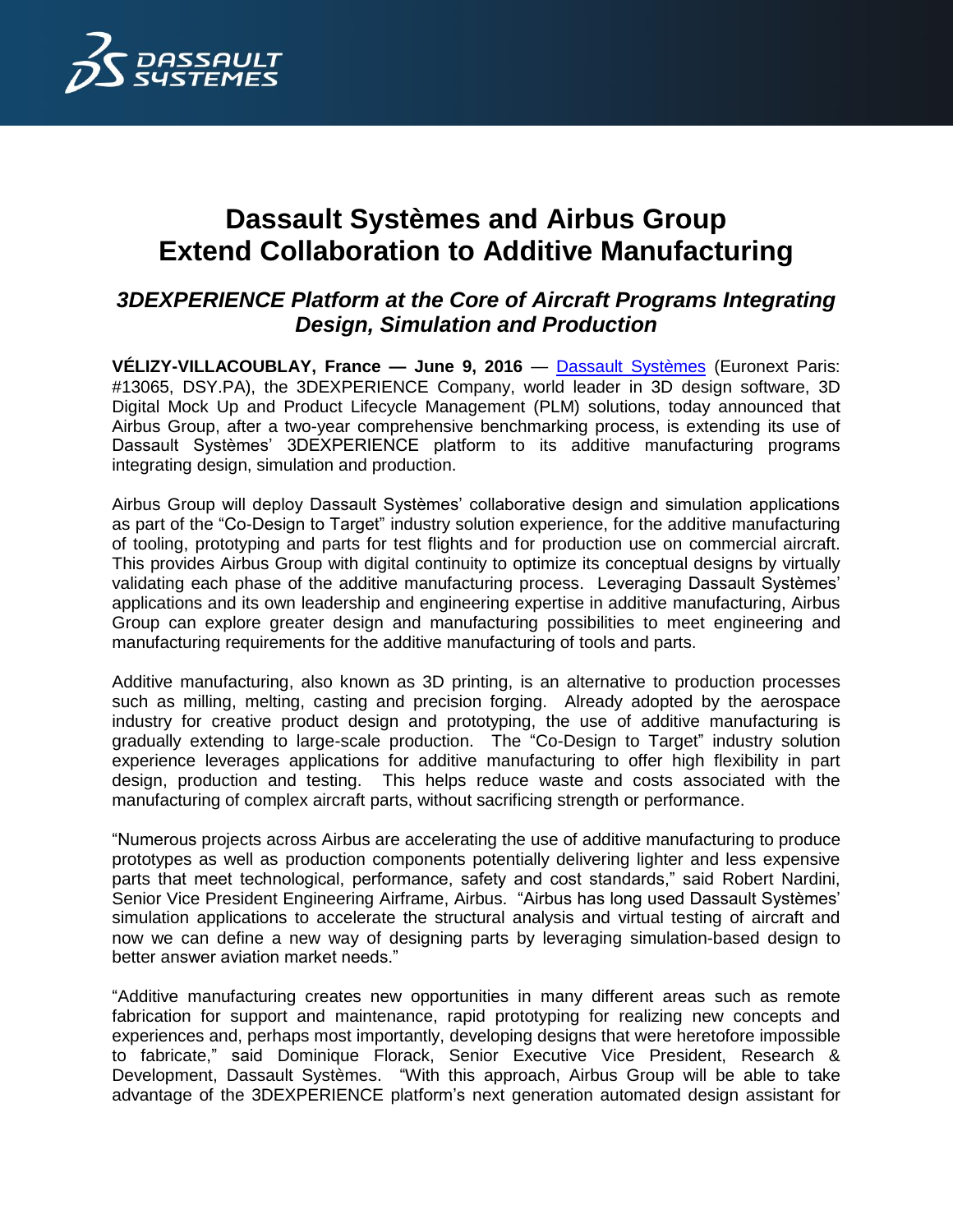# Dassault Systèmes and Airbus Group Extend Collaboration to Additive Manufacturing

## *3DEXPERIENCE Platform at the Core of Aircraft Programs Integrating Design, Simulation and Production*

**VÉLIZY-VILLACOUBLAY, France — June 9, 2016** — Dassault Systèmes (Euronext Paris: #13065, DSY.PA), the 3DEXPERIENCE Company, world leader in 3D design software, 3D Digital Mock Up and Product Lifecycle Management (PLM) solutions, today announced that Airbus Group, after a two-year comprehensive benchmarking process, is extending its use of Dassault Systèmes' 3DEXPERIENCE platform to its additive manufacturing programs integrating design, simulation and production.

Airbus Group will deploy Dassault Systèmes' collaborative design and simulation applications as part of the "Co-Design to Target" industry solution experience, for the additive manufacturing of tooling, prototyping and parts for test flights and for production use on commercial aircraft. This provides Airbus Group with digital continuity to optimize its conceptual designs by virtually validating each phase of the additive manufacturing process. Leveraging Dassault Systèmes' applications and its own leadership and engineering expertise in additive manufacturing, Airbus Group can explore greater design and manufacturing possibilities to meet engineering and manufacturing requirements for the additive manufacturing of tools and parts.

Additive manufacturing, also known as 3D printing, is an alternative to production processes such as milling, melting, casting and precision forging. Already adopted by the aerospace industry for creative product design and prototyping, the use of additive manufacturing is gradually extending to large-scale production. The "Co-Design to Target" industry solution experience leverages applications for additive manufacturing to offer high flexibility in part design, production and testing. This helps reduce waste and costs associated with the manufacturing of complex aircraft parts, without sacrificing strength or performance.

"Numerous projects across Airbus are accelerating the use of additive manufacturing to produce prototypes as well as production components potentially delivering lighter and less expensive parts that meet technological, performance, safety and cost standards," said Robert Nardini, Senior Vice President Engineering Airframe, Airbus. "Airbus has long used Dassault Systèmes' simulation applications to accelerate the structural analysis and virtual testing of aircraft and now we can define a new way of designing parts by leveraging simulation-based design to better answer aviation market needs."

"Additive manufacturing creates new opportunities in many different areas such as remote fabrication for support and maintenance, rapid prototyping for realizing new concepts and experiences and, perhaps most importantly, developing designs that were heretofore impossible to fabricate," said Dominique Florack, Senior Executive Vice President, Research & Development, Dassault Systèmes. "With this approach, Airbus Group will be able to take advantage of the 3DEXPERIENCE platform's next generation automated design assistant for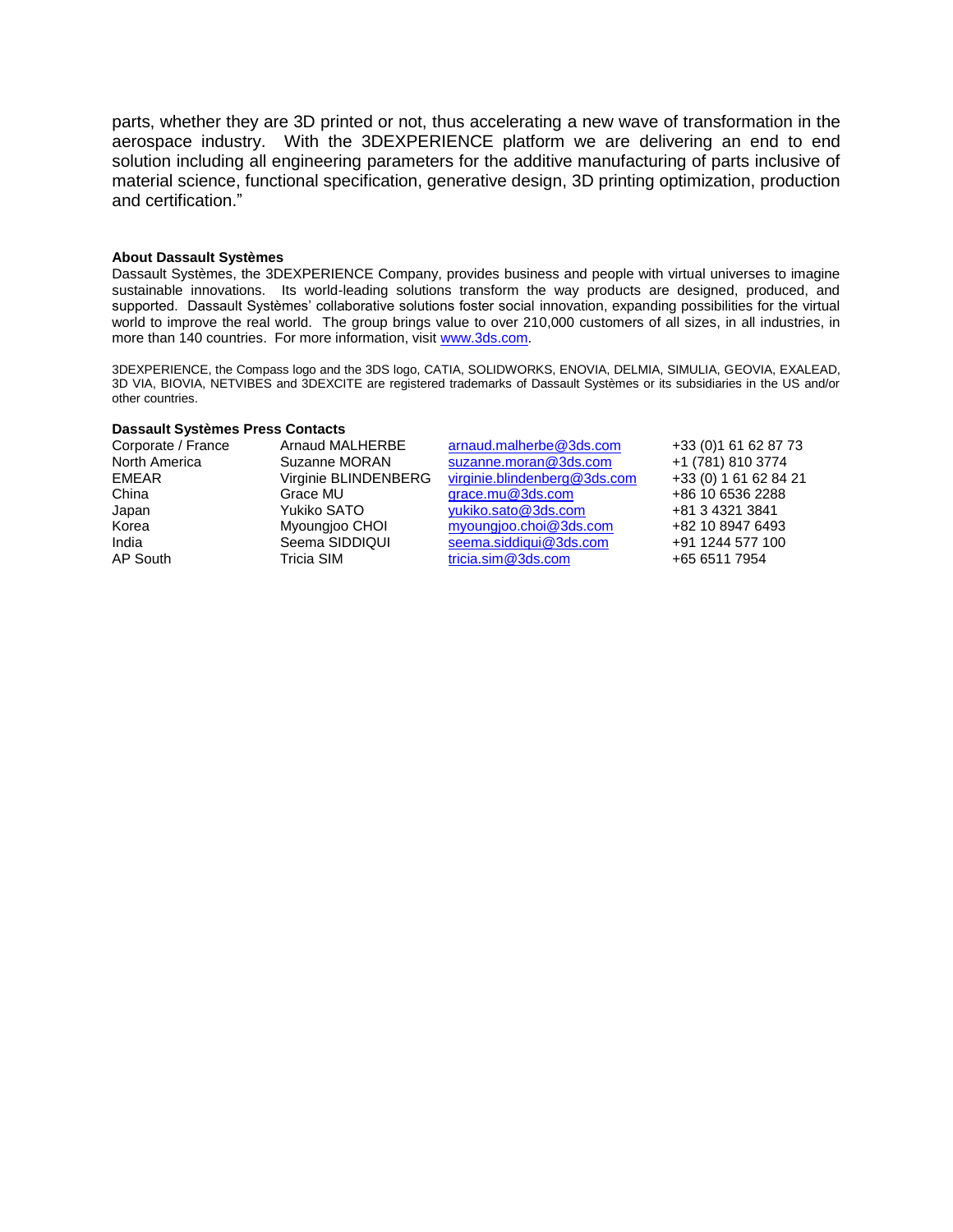parts, whether they are 3D printed or not, thus accelerating a new wave of transformation in the aerospace industry. With the 3DEXPERIENCE platform we are delivering an end to end solution including all engineering parameters for the additive manufacturing of parts inclusive of material science, functional specification, generative design, 3D printing optimization, production and certification."

**About Dassault Systèmes**

Dassault Systèmes, the 3DEXPERIENCE Company, provides business and people with virtual universes to imagine sustainable innovations. Its world-leading solutions transform the way products are designed, produced, and supported. Dassault Systèmes' collaborative solutions foster social innovation, expanding possibilities for the virtual world to improve the real world. The group brings value to over 210,000 customers of all sizes, in all industries, in more than 140 countries. For more information, visit www.3ds.com.

3DEXPERIENCE, the Compass logo and the 3DS logo, CATIA, SOLIDWORKS, ENOVIA, DELMIA, SIMULIA, GEOVIA, EXALEAD, 3D VIA, BIOVIA, NETVIBES and 3DEXCITE are registered trademarks of Dassault Systèmes or its subsidiaries in the US and/or other countries.

**Dassault Systèmes Press Contacts**

| | | | |
|---|---|---|---|
| Corporate / France | Arnaud MALHERBE | arnaud.malherbe@3ds.com | +33 (0)1 61 62 87 73 |
| North America | Suzanne MORAN | suzanne.moran@3ds.com | +1 (781) 810 3774 |
| EMEAR | Virginie BLINDENBERG | virginie.blindenberg@3ds.com | +33 (0) 1 61 62 84 21 |
| China | Grace MU | grace.mu@3ds.com | +86 10 6536 2288 |
| Japan | Yukiko SATO | yukiko.sato@3ds.com | +81 3 4321 3841 |
| Korea | Myoungjoo CHOI | myoungjoo.choi@3ds.com | +82 10 8947 6493 |
| India | Seema SIDDIQUI | seema.siddiqui@3ds.com | +91 1244 577 100 |
| AP South | Tricia SIM | tricia.sim@3ds.com | +65 6511 7954 |